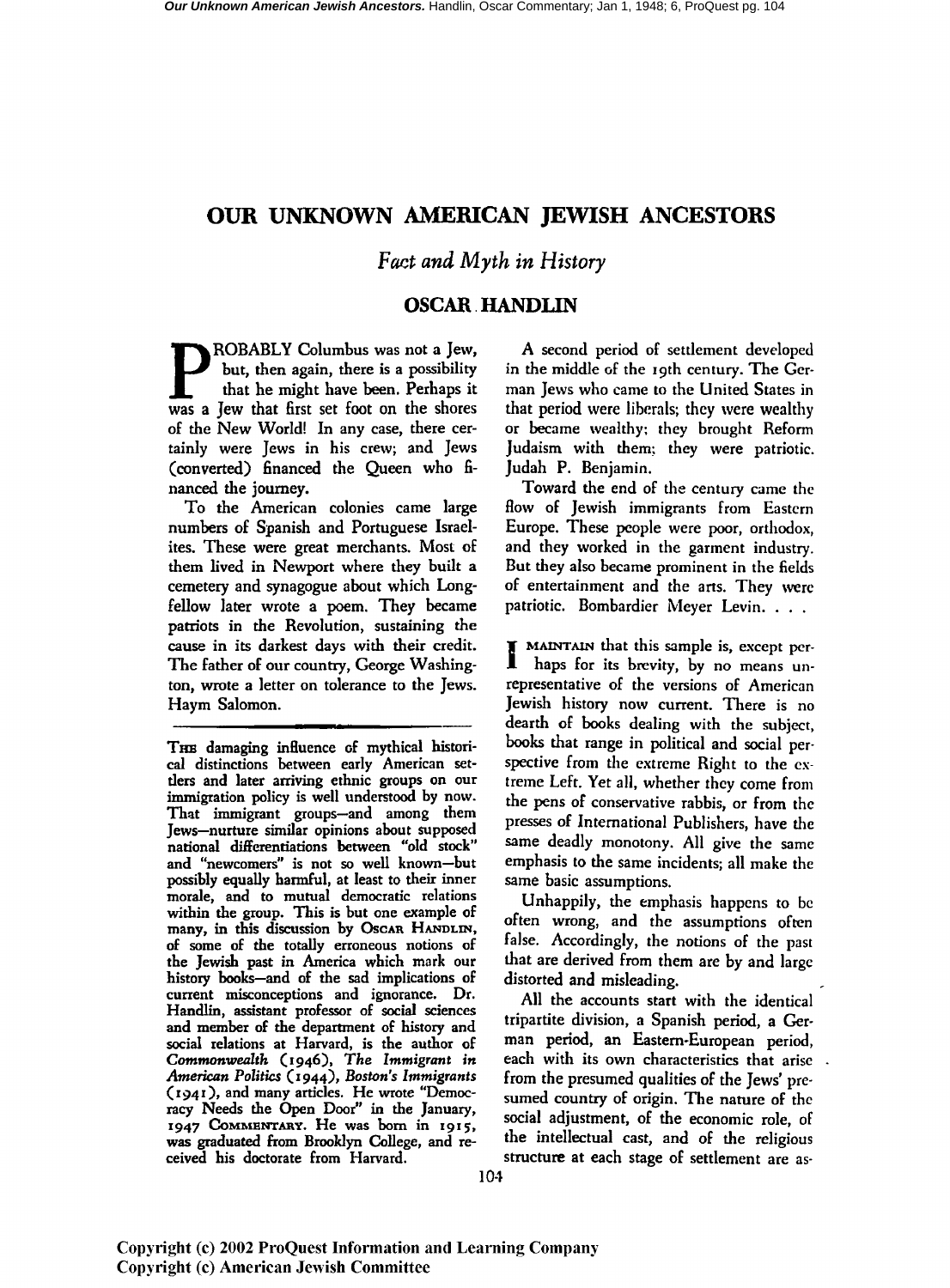# OUR UNKNOWN AMERICAN JEWISH ANCESTORS

*Fact and Myth in History*

## OSCAR HANDLIN

PROBABLY Columbus was not a Jew, but, then again, there is a possibility that he might have been. Perhaps it was a Jew that first set foot on the shores of the New World! In any case, there certainly were Jews in his crew; and Jews (converted) financed the Queen who financed the journey.

To the American colonies came large numbers of Spanish and Portuguese Israelites. These were great merchants. Most of them lived in Newport where they built a cemetery and synagogue about which Longfellow later wrote a poem. They became patriots in the Revolution, sustaining the cause in its darkest days with their credit. The father of our country, George Washington, wrote a letter on tolerance to the Jews. Haym Salomon.

---

THE damaging influence of mythical historical distinctions between early American settlers and later arriving ethnic groups on our immigration policy is well understood by now. That immigrant groups—and among them Jews—nurture similar opinions about supposed national differentiations between "old stock" and "newcomers" is not so well known—but possibly equally harmful, at least to their inner morale, and to mutual democratic relations within the group. This is but one example of many, in this discussion by OSCAR HANDLIN, of some of the totally erroneous notions of the Jewish past in America which mark our history books—and of the sad implications of current misconceptions and ignorance. Dr. Handlin, assistant professor of social sciences and member of the department of history and social relations at Harvard, is the author of *Commonwealth* (1946), *The Immigrant in American Politics* (1944), *Boston's Immigrants* (1941), and many articles. He wrote "Democracy Needs the Open Door" in the January, 1947 COMMENTARY. He was born in 1915, was graduated from Brooklyn College, and received his doctorate from Harvard.

---

A second period of settlement developed in the middle of the 19th century. The German Jews who came to the United States in that period were liberals; they were wealthy or became wealthy; they brought Reform Judaism with them; they were patriotic. Judah P. Benjamin.

Toward the end of the century came the flow of Jewish immigrants from Eastern Europe. These people were poor, orthodox, and they worked in the garment industry. But they also became prominent in the fields of entertainment and the arts. They were patriotic. Bombardier Meyer Levin. . . .

I MAINTAIN that this sample is, except perhaps for its brevity, by no means unrepresentative of the versions of American Jewish history now current. There is no dearth of books dealing with the subject, books that range in political and social perspective from the extreme Right to the extreme Left. Yet all, whether they come from the pens of conservative rabbis, or from the presses of International Publishers, have the same deadly monotony. All give the same emphasis to the same incidents; all make the same basic assumptions.

Unhappily, the emphasis happens to be often wrong, and the assumptions often false. Accordingly, the notions of the past that are derived from them are by and large distorted and misleading.

All the accounts start with the identical tripartite division, a Spanish period, a German period, an Eastern-European period, each with its own characteristics that arise from the presumed qualities of the Jews' presumed country of origin. The nature of the social adjustment, of the economic role, of the intellectual cast, and of the religious structure at each stage of settlement are as-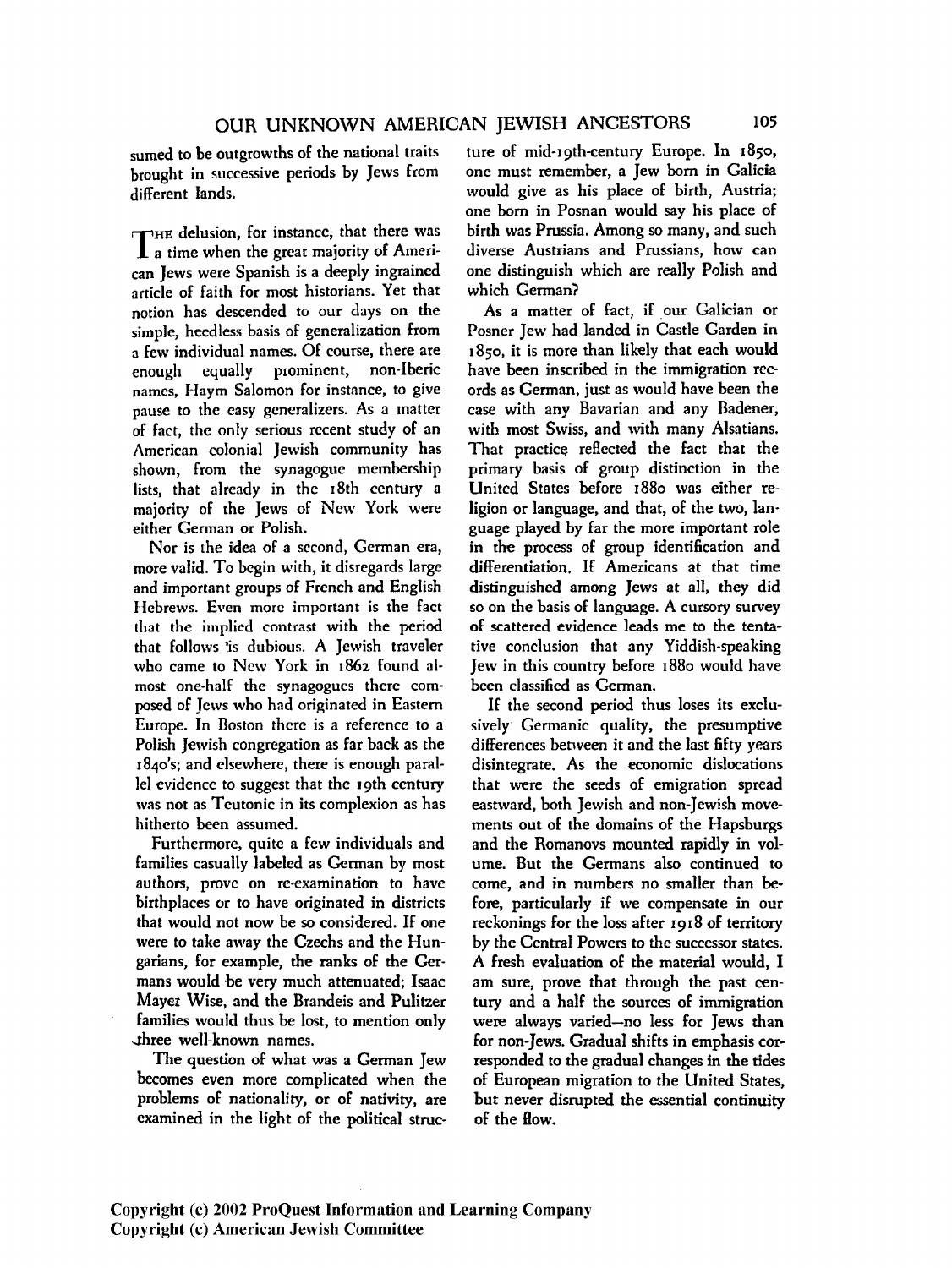sumed to be outgrowths of the national traits brought in successive periods by Jews from different lands.

The delusion, for instance, that there was a time when the great majority of American Jews were Spanish is a deeply ingrained article of faith for most historians. Yet that notion has descended to our days on the simple, heedless basis of generalization from a few individual names. Of course, there are enough equally prominent, non-Iberic names, Haym Salomon for instance, to give pause to the easy generalizers. As a matter of fact, the only serious recent study of an American colonial Jewish community has shown, from the synagogue membership lists, that already in the 18th century a majority of the Jews of New York were either German or Polish.

Nor is the idea of a second, German era, more valid. To begin with, it disregards large and important groups of French and English Hebrews. Even more important is the fact that the implied contrast with the period that follows is dubious. A Jewish traveler who came to New York in 1862 found almost one-half the synagogues there composed of Jews who had originated in Eastern Europe. In Boston there is a reference to a Polish Jewish congregation as far back as the 1840's; and elsewhere, there is enough parallel evidence to suggest that the 19th century was not as Teutonic in its complexion as has hitherto been assumed.

Furthermore, quite a few individuals and families casually labeled as German by most authors, prove on re-examination to have birthplaces or to have originated in districts that would not now be so considered. If one were to take away the Czechs and the Hungarians, for example, the ranks of the Germans would be very much attenuated; Isaac Mayer Wise, and the Brandeis and Pulitzer families would thus be lost, to mention only three well-known names.

The question of what was a German Jew becomes even more complicated when the problems of nationality, or of nativity, are examined in the light of the political structure of mid-19th-century Europe. In 1850, one must remember, a Jew born in Galicia would give as his place of birth, Austria; one born in Posnan would say his place of birth was Prussia. Among so many, and such diverse Austrians and Prussians, how can one distinguish which are really Polish and which German?

As a matter of fact, if our Galician or Posner Jew had landed in Castle Garden in 1850, it is more than likely that each would have been inscribed in the immigration records as German, just as would have been the case with any Bavarian and any Badener, with most Swiss, and with many Alsatians. That practice reflected the fact that the primary basis of group distinction in the United States before 1880 was either religion or language, and that, of the two, language played by far the more important role in the process of group identification and differentiation. If Americans at that time distinguished among Jews at all, they did so on the basis of language. A cursory survey of scattered evidence leads me to the tentative conclusion that any Yiddish-speaking Jew in this country before 1880 would have been classified as German.

If the second period thus loses its exclusively Germanic quality, the presumptive differences between it and the last fifty years disintegrate. As the economic dislocations that were the seeds of emigration spread eastward, both Jewish and non-Jewish movements out of the domains of the Hapsburgs and the Romanovs mounted rapidly in volume. But the Germans also continued to come, and in numbers no smaller than before, particularly if we compensate in our reckonings for the loss after 1918 of territory by the Central Powers to the successor states. A fresh evaluation of the material would, I am sure, prove that through the past century and a half the sources of immigration were always varied—no less for Jews than for non-Jews. Gradual shifts in emphasis corresponded to the gradual changes in the tides of European migration to the United States, but never disrupted the essential continuity of the flow.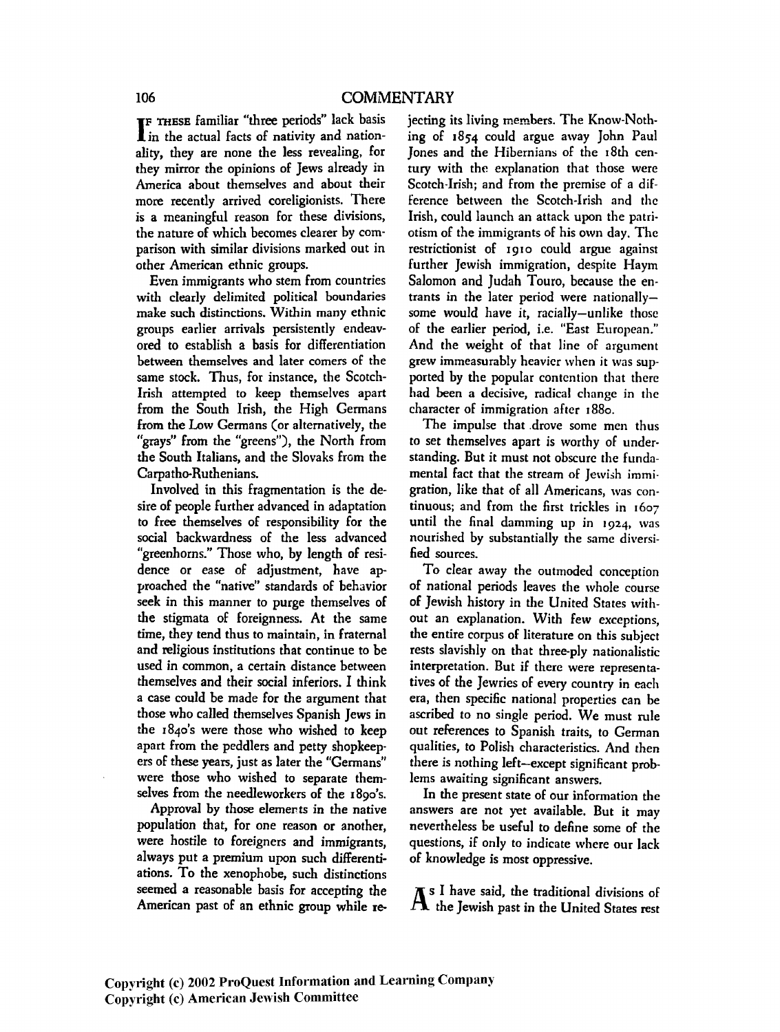If these familiar "three periods" lack basis in the actual facts of nativity and nationality, they are none the less revealing, for they mirror the opinions of Jews already in America about themselves and about their more recently arrived coreligionists. There is a meaningful reason for these divisions, the nature of which becomes clearer by comparison with similar divisions marked out in other American ethnic groups.

Even immigrants who stem from countries with clearly delimited political boundaries make such distinctions. Within many ethnic groups earlier arrivals persistently endeavored to establish a basis for differentiation between themselves and later comers of the same stock. Thus, for instance, the Scotch-Irish attempted to keep themselves apart from the South Irish, the High Germans from the Low Germans (or alternatively, the "grays" from the "greens"), the North from the South Italians, and the Slovaks from the Carpatho-Ruthenians.

Involved in this fragmentation is the desire of people further advanced in adaptation to free themselves of responsibility for the social backwardness of the less advanced "greenhorns." Those who, by length of residence or ease of adjustment, have approached the "native" standards of behavior seek in this manner to purge themselves of the stigmata of foreignness. At the same time, they tend thus to maintain, in fraternal and religious institutions that continue to be used in common, a certain distance between themselves and their social inferiors. I think a case could be made for the argument that those who called themselves Spanish Jews in the 1840's were those who wished to keep apart from the peddlers and petty shopkeepers of these years, just as later the "Germans" were those who wished to separate themselves from the needleworkers of the 1890's.

Approval by those elements in the native population that, for one reason or another, were hostile to foreigners and immigrants, always put a premium upon such differentiations. To the xenophobe, such distinctions seemed a reasonable basis for accepting the American past of an ethnic group while rejecting its living members. The Know-Nothing of 1854 could argue away John Paul Jones and the Hibernians of the 18th century with the explanation that those were Scotch-Irish; and from the premise of a difference between the Scotch-Irish and the Irish, could launch an attack upon the patriotism of the immigrants of his own day. The restrictionist of 1910 could argue against further Jewish immigration, despite Haym Salomon and Judah Touro, because the entrants in the later period were nationally—some would have it, racially—unlike those of the earlier period, i.e. "East European." And the weight of that line of argument grew immeasurably heavier when it was supported by the popular contention that there had been a decisive, radical change in the character of immigration after 1880.

The impulse that drove some men thus to set themselves apart is worthy of understanding. But it must not obscure the fundamental fact that the stream of Jewish immigration, like that of all Americans, was continuous; and from the first trickles in 1607 until the final damming up in 1924, was nourished by substantially the same diversified sources.

To clear away the outmoded conception of national periods leaves the whole course of Jewish history in the United States without an explanation. With few exceptions, the entire corpus of literature on this subject rests slavishly on that three-ply nationalistic interpretation. But if there were representatives of the Jewries of every country in each era, then specific national properties can be ascribed to no single period. We must rule out references to Spanish traits, to German qualities, to Polish characteristics. And then there is nothing left—except significant problems awaiting significant answers.

In the present state of our information the answers are not yet available. But it may nevertheless be useful to define some of the questions, if only to indicate where our lack of knowledge is most oppressive.

As I have said, the traditional divisions of the Jewish past in the United States rest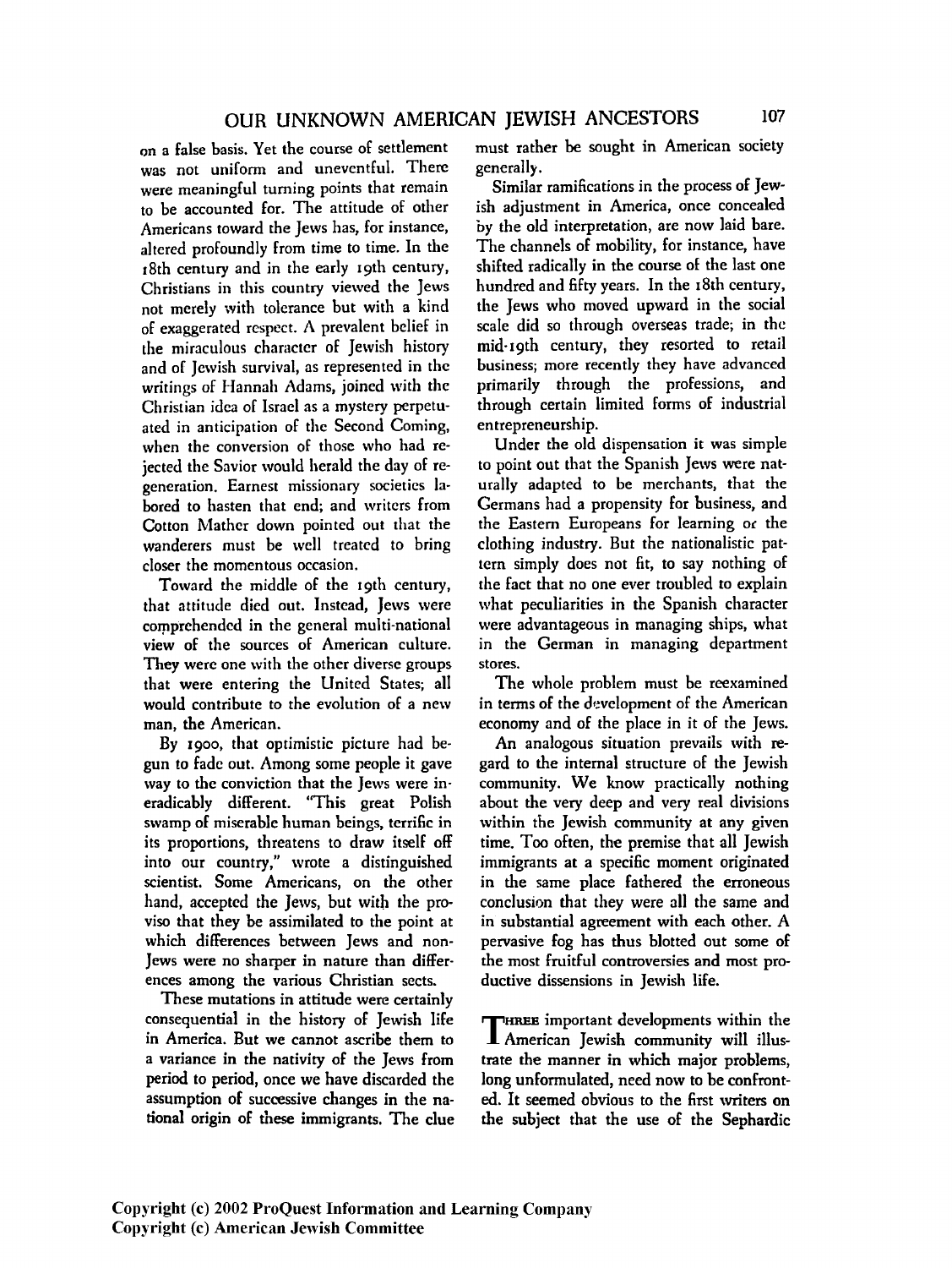on a false basis. Yet the course of settlement was not uniform and uneventful. There were meaningful turning points that remain to be accounted for. The attitude of other Americans toward the Jews has, for instance, altered profoundly from time to time. In the 18th century and in the early 19th century, Christians in this country viewed the Jews not merely with tolerance but with a kind of exaggerated respect. A prevalent belief in the miraculous character of Jewish history and of Jewish survival, as represented in the writings of Hannah Adams, joined with the Christian idea of Israel as a mystery perpetuated in anticipation of the Second Coming, when the conversion of those who had rejected the Savior would herald the day of regeneration. Earnest missionary societies labored to hasten that end; and writers from Cotton Mather down pointed out that the wanderers must be well treated to bring closer the momentous occasion.

Toward the middle of the 19th century, that attitude died out. Instead, Jews were comprehended in the general multi-national view of the sources of American culture. They were one with the other diverse groups that were entering the United States; all would contribute to the evolution of a new man, the American.

By 1900, that optimistic picture had begun to fade out. Among some people it gave way to the conviction that the Jews were ineradicably different. "This great Polish swamp of miserable human beings, terrific in its proportions, threatens to draw itself off into our country," wrote a distinguished scientist. Some Americans, on the other hand, accepted the Jews, but with the proviso that they be assimilated to the point at which differences between Jews and non-Jews were no sharper in nature than differences among the various Christian sects.

These mutations in attitude were certainly consequential in the history of Jewish life in America. But we cannot ascribe them to a variance in the nativity of the Jews from period to period, once we have discarded the assumption of successive changes in the national origin of these immigrants. The clue must rather be sought in American society generally.

Similar ramifications in the process of Jewish adjustment in America, once concealed by the old interpretation, are now laid bare. The channels of mobility, for instance, have shifted radically in the course of the last one hundred and fifty years. In the 18th century, the Jews who moved upward in the social scale did so through overseas trade; in the mid-19th century, they resorted to retail business; more recently they have advanced primarily through the professions, and through certain limited forms of industrial entrepreneurship.

Under the old dispensation it was simple to point out that the Spanish Jews were naturally adapted to be merchants, that the Germans had a propensity for business, and the Eastern Europeans for learning or the clothing industry. But the nationalistic pattern simply does not fit, to say nothing of the fact that no one ever troubled to explain what peculiarities in the Spanish character were advantageous in managing ships, what in the German in managing department stores.

The whole problem must be reexamined in terms of the development of the American economy and of the place in it of the Jews.

An analogous situation prevails with regard to the internal structure of the Jewish community. We know practically nothing about the very deep and very real divisions within the Jewish community at any given time. Too often, the premise that all Jewish immigrants at a specific moment originated in the same place fathered the erroneous conclusion that they were all the same and in substantial agreement with each other. A pervasive fog has thus blotted out some of the most fruitful controversies and most productive dissensions in Jewish life.

THREE important developments within the American Jewish community will illustrate the manner in which major problems, long unformulated, need now to be confronted. It seemed obvious to the first writers on the subject that the use of the Sephardic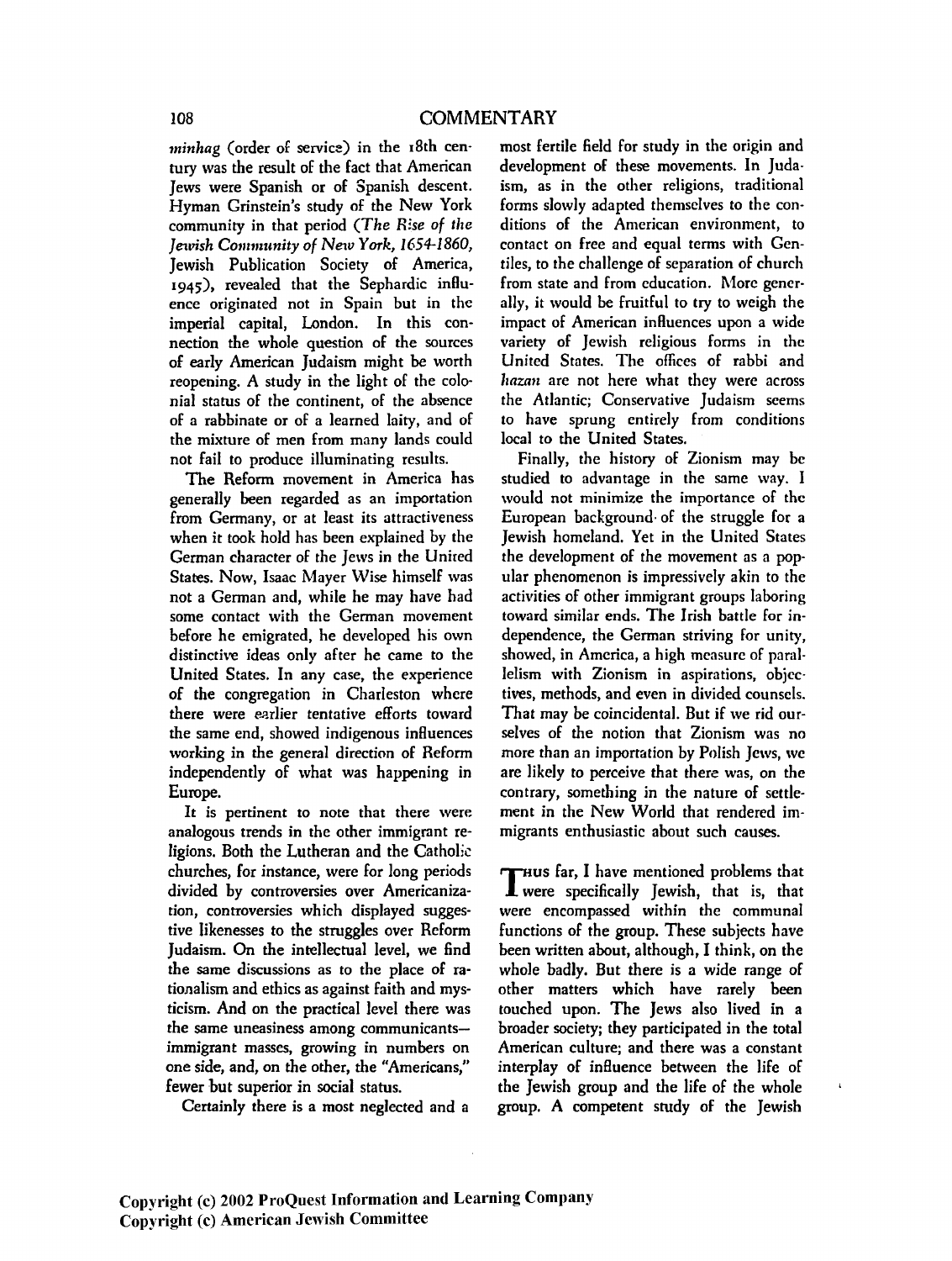*minhag* (order of service) in the 18th century was the result of the fact that American Jews were Spanish or of Spanish descent. Hyman Grinstein's study of the New York community in that period (*The Rise of the Jewish Community of New York, 1654-1860,* Jewish Publication Society of America, 1945), revealed that the Sephardic influence originated not in Spain but in the imperial capital, London. In this connection the whole question of the sources of early American Judaism might be worth reopening. A study in the light of the colonial status of the continent, of the absence of a rabbinate or of a learned laity, and of the mixture of men from many lands could not fail to produce illuminating results.

The Reform movement in America has generally been regarded as an importation from Germany, or at least its attractiveness when it took hold has been explained by the German character of the Jews in the United States. Now, Isaac Mayer Wise himself was not a German and, while he may have had some contact with the German movement before he emigrated, he developed his own distinctive ideas only after he came to the United States. In any case, the experience of the congregation in Charleston where there were earlier tentative efforts toward the same end, showed indigenous influences working in the general direction of Reform independently of what was happening in Europe.

It is pertinent to note that there were analogous trends in the other immigrant religions. Both the Lutheran and the Catholic churches, for instance, were for long periods divided by controversies over Americanization, controversies which displayed suggestive likenesses to the struggles over Reform Judaism. On the intellectual level, we find the same discussions as to the place of rationalism and ethics as against faith and mysticism. And on the practical level there was the same uneasiness among communicants—immigrant masses, growing in numbers on one side, and, on the other, the "Americans," fewer but superior in social status.

Certainly there is a most neglected and a most fertile field for study in the origin and development of these movements. In Judaism, as in the other religions, traditional forms slowly adapted themselves to the conditions of the American environment, to contact on free and equal terms with Gentiles, to the challenge of separation of church from state and from education. More generally, it would be fruitful to try to weigh the impact of American influences upon a wide variety of Jewish religious forms in the United States. The offices of rabbi and *hazan* are not here what they were across the Atlantic; Conservative Judaism seems to have sprung entirely from conditions local to the United States.

Finally, the history of Zionism may be studied to advantage in the same way. I would not minimize the importance of the European background of the struggle for a Jewish homeland. Yet in the United States the development of the movement as a popular phenomenon is impressively akin to the activities of other immigrant groups laboring toward similar ends. The Irish battle for independence, the German striving for unity, showed, in America, a high measure of parallelism with Zionism in aspirations, objectives, methods, and even in divided counsels. That may be coincidental. But if we rid ourselves of the notion that Zionism was no more than an importation by Polish Jews, we are likely to perceive that there was, on the contrary, something in the nature of settlement in the New World that rendered immigrants enthusiastic about such causes.

Thus far, I have mentioned problems that were specifically Jewish, that is, that were encompassed within the communal functions of the group. These subjects have been written about, although, I think, on the whole badly. But there is a wide range of other matters which have rarely been touched upon. The Jews also lived in a broader society; they participated in the total American culture; and there was a constant interplay of influence between the life of the Jewish group and the life of the whole group. A competent study of the Jewish

Copyright (c) 2002 ProQuest Information and Learning Company
Copyright (c) American Jewish Committee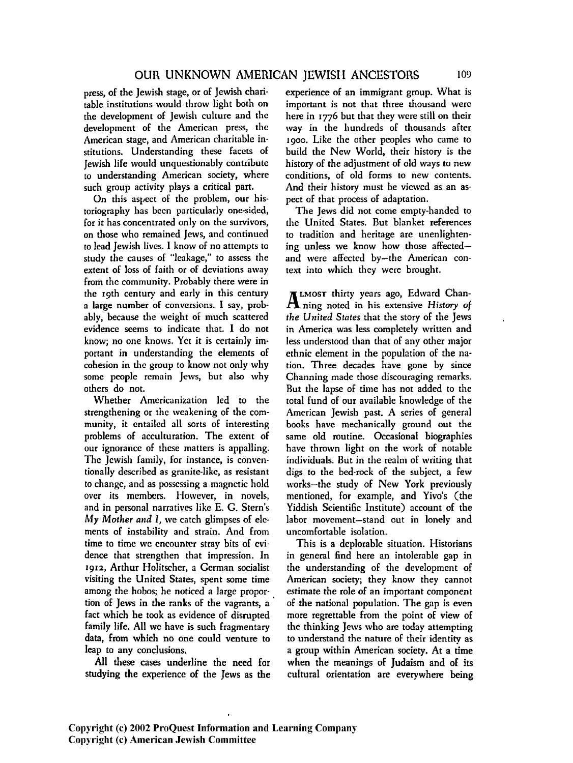press, of the Jewish stage, or of Jewish charitable institutions would throw light both on the development of Jewish culture and the development of the American press, the American stage, and American charitable institutions. Understanding these facets of Jewish life would unquestionably contribute to understanding American society, where such group activity plays a critical part.

On this aspect of the problem, our historiography has been particularly one-sided, for it has concentrated only on the survivors, on those who remained Jews, and continued to lead Jewish lives. I know of no attempts to study the causes of "leakage," to assess the extent of loss of faith or of deviations away from the community. Probably there were in the 19th century and early in this century a large number of conversions. I say, probably, because the weight of much scattered evidence seems to indicate that. I do not know; no one knows. Yet it is certainly important in understanding the elements of cohesion in the group to know not only why some people remain Jews, but also why others do not.

Whether Americanization led to the strengthening or the weakening of the community, it entailed all sorts of interesting problems of acculturation. The extent of our ignorance of these matters is appalling. The Jewish family, for instance, is conventionally described as granite-like, as resistant to change, and as possessing a magnetic hold over its members. However, in novels, and in personal narratives like E. G. Stern's *My Mother and I*, we catch glimpses of elements of instability and strain. And from time to time we encounter stray bits of evidence that strengthen that impression. In 1912, Arthur Holitscher, a German socialist visiting the United States, spent some time among the hobos; he noticed a large proportion of Jews in the ranks of the vagrants, a fact which he took as evidence of disrupted family life. All we have is such fragmentary data, from which no one could venture to leap to any conclusions.

All these cases underline the need for studying the experience of the Jews as the experience of an immigrant group. What is important is not that three thousand were here in 1776 but that they were still on their way in the hundreds of thousands after 1900. Like the other peoples who came to build the New World, their history is the history of the adjustment of old ways to new conditions, of old forms to new contents. And their history must be viewed as an aspect of that process of adaptation.

The Jews did not come empty-handed to the United States. But blanket references to tradition and heritage are unenlightening unless we know how those affected—and were affected by—the American context into which they were brought.

ALMOST thirty years ago, Edward Channing noted in his extensive *History of the United States* that the story of the Jews in America was less completely written and less understood than that of any other major ethnic element in the population of the nation. Three decades have gone by since Channing made those discouraging remarks. But the lapse of time has not added to the total fund of our available knowledge of the American Jewish past. A series of general books have mechanically ground out the same old routine. Occasional biographies have thrown light on the work of notable individuals. But in the realm of writing that digs to the bed-rock of the subject, a few works—the study of New York previously mentioned, for example, and Yivo's (the Yiddish Scientific Institute) account of the labor movement—stand out in lonely and uncomfortable isolation.

This is a deplorable situation. Historians in general find here an intolerable gap in the understanding of the development of American society; they know they cannot estimate the role of an important component of the national population. The gap is even more regrettable from the point of view of the thinking Jews who are today attempting to understand the nature of their identity as a group within American society. At a time when the meanings of Judaism and of its cultural orientation are everywhere being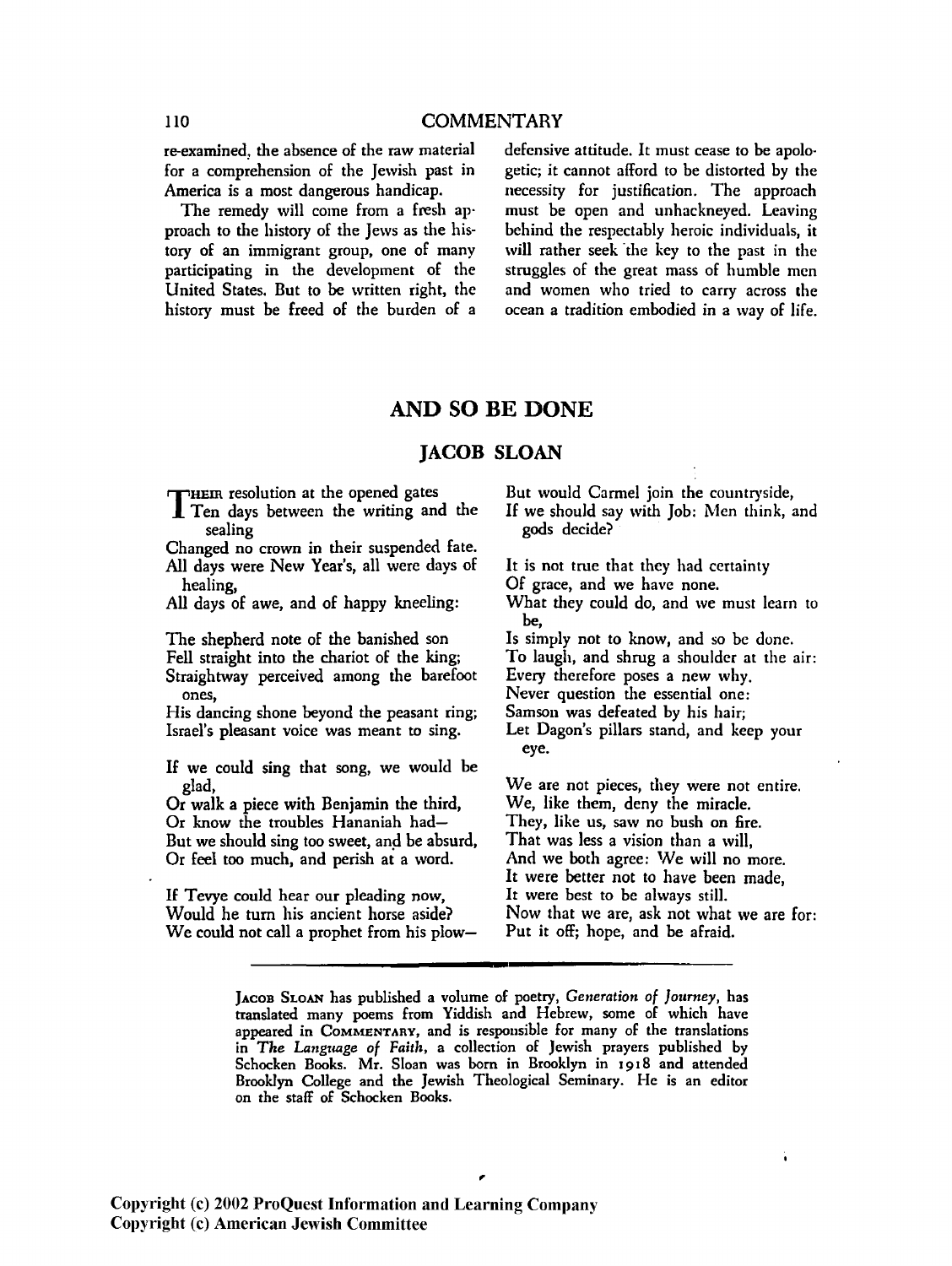re-examined, the absence of the raw material for a comprehension of the Jewish past in America is a most dangerous handicap.

The remedy will come from a fresh approach to the history of the Jews as the history of an immigrant group, one of many participating in the development of the United States. But to be written right, the history must be freed of the burden of a defensive attitude. It must cease to be apologetic; it cannot afford to be distorted by the necessity for justification. The approach must be open and unhackneyed. Leaving behind the respectably heroic individuals, it will rather seek the key to the past in the struggles of the great mass of humble men and women who tried to carry across the ocean a tradition embodied in a way of life.

## AND SO BE DONE

### JACOB SLOAN

Their resolution at the opened gates
Ten days between the writing and the sealing
Changed no crown in their suspended fate.
All days were New Year's, all were days of healing,
All days of awe, and of happy kneeling:

The shepherd note of the banished son
Fell straight into the chariot of the king;
Straightway perceived among the barefoot ones,
His dancing shone beyond the peasant ring;
Israel's pleasant voice was meant to sing.

If we could sing that song, we would be glad,
Or walk a piece with Benjamin the third,
Or know the troubles Hananiah had—
But we should sing too sweet, and be absurd,
Or feel too much, and perish at a word.

If Tevye could hear our pleading now,
Would he turn his ancient horse aside?
We could not call a prophet from his plow—
But would Carmel join the countryside,
If we should say with Job: Men think, and gods decide?

It is not true that they had certainty
Of grace, and we have none.
What they could do, and we must learn to be,
Is simply not to know, and so be done.
To laugh, and shrug a shoulder at the air:
Every therefore poses a new why.
Never question the essential one:
Samson was defeated by his hair;
Let Dagon's pillars stand, and keep your eye.

We are not pieces, they were not entire.
We, like them, deny the miracle.
They, like us, saw no bush on fire.
That was less a vision than a will,
And we both agree: We will no more.
It were better not to have been made,
It were best to be always still.
Now that we are, ask not what we are for:
Put it off; hope, and be afraid.

---

Jacob Sloan has published a volume of poetry, *Generation of Journey*, has translated many poems from Yiddish and Hebrew, some of which have appeared in Commentary, and is responsible for many of the translations in *The Language of Faith*, a collection of Jewish prayers published by Schocken Books. Mr. Sloan was born in Brooklyn in 1918 and attended Brooklyn College and the Jewish Theological Seminary. He is an editor on the staff of Schocken Books.

**Copyright (c) 2002 ProQuest Information and Learning Company**
**Copyright (c) American Jewish Committee**